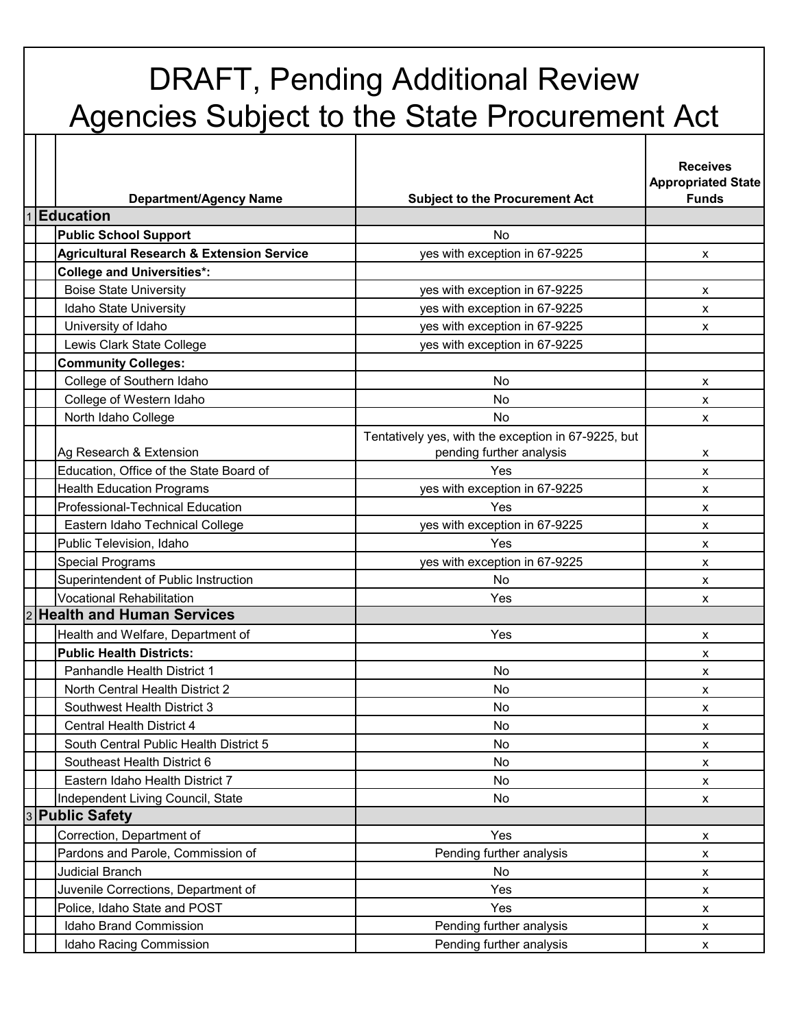# DRAFT, Pending Additional Review
# Agencies Subject to the State Procurement Act

| | Department/Agency Name | Subject to the Procurement Act | Receives Appropriated State Funds |
|---|---|---|---|
| 1 | **Education** | | |
| | **Public School Support** | No | |
| | **Agricultural Research & Extension Service** | yes with exception in 67-9225 | x |
| | **College and Universities*:** | | |
| | Boise State University | yes with exception in 67-9225 | x |
| | Idaho State University | yes with exception in 67-9225 | x |
| | University of Idaho | yes with exception in 67-9225 | x |
| | Lewis Clark State College | yes with exception in 67-9225 | |
| | **Community Colleges:** | | |
| | College of Southern Idaho | No | x |
| | College of Western Idaho | No | x |
| | North Idaho College | No | x |
| | Ag Research & Extension | Tentatively yes, with the exception in 67-9225, but pending further analysis | x |
| | Education, Office of the State Board of | Yes | x |
| | Health Education Programs | yes with exception in 67-9225 | x |
| | Professional-Technical Education | Yes | x |
| | Eastern Idaho Technical College | yes with exception in 67-9225 | x |
| | Public Television, Idaho | Yes | x |
| | Special Programs | yes with exception in 67-9225 | x |
| | Superintendent of Public Instruction | No | x |
| | Vocational Rehabilitation | Yes | x |
| 2 | **Health and Human Services** | | |
| | Health and Welfare, Department of | Yes | x |
| | **Public Health Districts:** | | x |
| | Panhandle Health District 1 | No | x |
| | North Central Health District 2 | No | x |
| | Southwest Health District 3 | No | x |
| | Central Health District 4 | No | x |
| | South Central Public Health District 5 | No | x |
| | Southeast Health District 6 | No | x |
| | Eastern Idaho Health District 7 | No | x |
| | Independent Living Council, State | No | x |
| 3 | **Public Safety** | | |
| | Correction, Department of | Yes | x |
| | Pardons and Parole, Commission of | Pending further analysis | x |
| | Judicial Branch | No | x |
| | Juvenile Corrections, Department of | Yes | x |
| | Police, Idaho State and POST | Yes | x |
| | Idaho Brand Commission | Pending further analysis | x |
| | Idaho Racing Commission | Pending further analysis | x |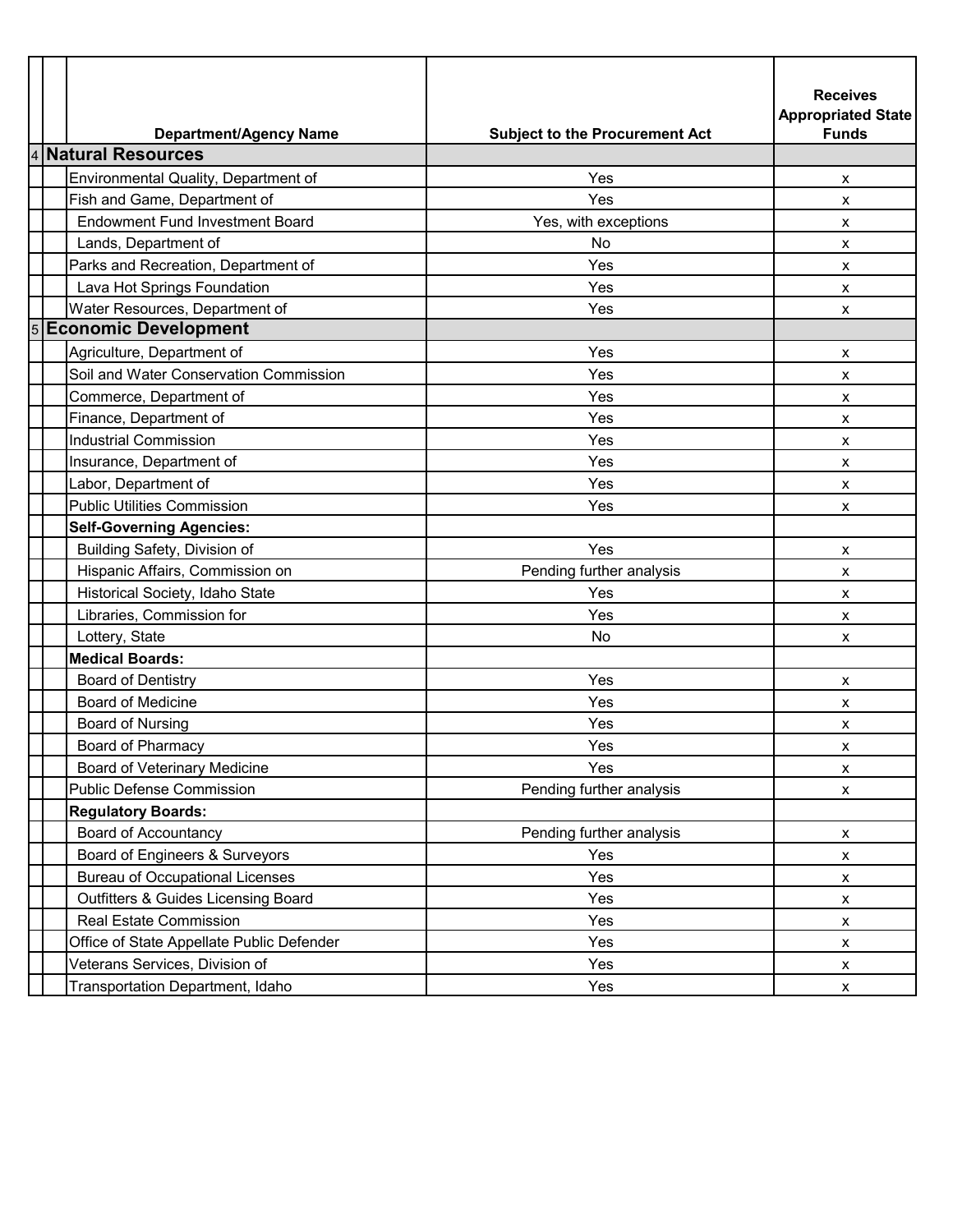| | Department/Agency Name | Subject to the Procurement Act | Receives Appropriated State Funds |
|---|---|---|---|
| 4 | **Natural Resources** | | |
| | Environmental Quality, Department of | Yes | x |
| | Fish and Game, Department of | Yes | x |
| | Endowment Fund Investment Board | Yes, with exceptions | x |
| | Lands, Department of | No | x |
| | Parks and Recreation, Department of | Yes | x |
| | Lava Hot Springs Foundation | Yes | x |
| | Water Resources, Department of | Yes | x |
| 5 | **Economic Development** | | |
| | Agriculture, Department of | Yes | x |
| | Soil and Water Conservation Commission | Yes | x |
| | Commerce, Department of | Yes | x |
| | Finance, Department of | Yes | x |
| | Industrial Commission | Yes | x |
| | Insurance, Department of | Yes | x |
| | Labor, Department of | Yes | x |
| | Public Utilities Commission | Yes | x |
| | **Self-Governing Agencies:** | | |
| | Building Safety, Division of | Yes | x |
| | Hispanic Affairs, Commission on | Pending further analysis | x |
| | Historical Society, Idaho State | Yes | x |
| | Libraries, Commission for | Yes | x |
| | Lottery, State | No | x |
| | **Medical Boards:** | | |
| | Board of Dentistry | Yes | x |
| | Board of Medicine | Yes | x |
| | Board of Nursing | Yes | x |
| | Board of Pharmacy | Yes | x |
| | Board of Veterinary Medicine | Yes | x |
| | Public Defense Commission | Pending further analysis | x |
| | **Regulatory Boards:** | | |
| | Board of Accountancy | Pending further analysis | x |
| | Board of Engineers & Surveyors | Yes | x |
| | Bureau of Occupational Licenses | Yes | x |
| | Outfitters & Guides Licensing Board | Yes | x |
| | Real Estate Commission | Yes | x |
| | Office of State Appellate Public Defender | Yes | x |
| | Veterans Services, Division of | Yes | x |
| | Transportation Department, Idaho | Yes | x |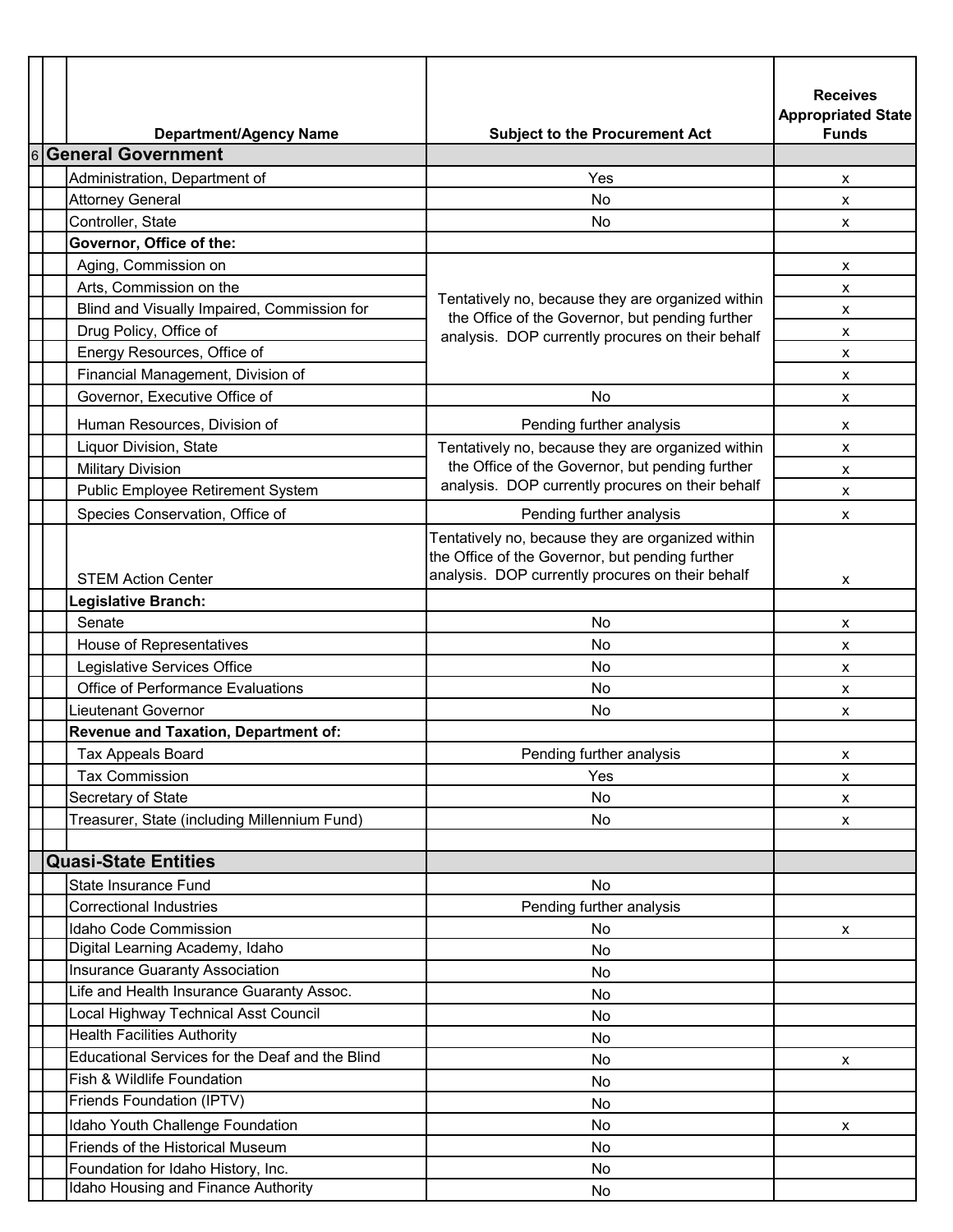| Department/Agency Name | Subject to the Procurement Act | Receives Appropriated State Funds |
|---|---|---|
| **General Government** | | |
| Administration, Department of | Yes | x |
| Attorney General | No | x |
| Controller, State | No | x |
| **Governor, Office of the:** | | |
| Aging, Commission on | Tentatively no, because they are organized within the Office of the Governor, but pending further analysis. DOP currently procures on their behalf | x |
| Arts, Commission on the | | x |
| Blind and Visually Impaired, Commission for | | x |
| Drug Policy, Office of | | x |
| Energy Resources, Office of | | x |
| Financial Management, Division of | | x |
| Governor, Executive Office of | No | x |
| Human Resources, Division of | Pending further analysis | x |
| Liquor Division, State | Tentatively no, because they are organized within the Office of the Governor, but pending further analysis. DOP currently procures on their behalf | x |
| Military Division | | x |
| Public Employee Retirement System | | x |
| Species Conservation, Office of | Pending further analysis | x |
| STEM Action Center | Tentatively no, because they are organized within the Office of the Governor, but pending further analysis. DOP currently procures on their behalf | x |
| **Legislative Branch:** | | |
| Senate | No | x |
| House of Representatives | No | x |
| Legislative Services Office | No | x |
| Office of Performance Evaluations | No | x |
| Lieutenant Governor | No | x |
| **Revenue and Taxation, Department of:** | | |
| Tax Appeals Board | Pending further analysis | x |
| Tax Commission | Yes | x |
| Secretary of State | No | x |
| Treasurer, State (including Millennium Fund) | No | x |
| | | |
| **Quasi-State Entities** | | |
| State Insurance Fund | No | |
| Correctional Industries | Pending further analysis | |
| Idaho Code Commission | No | x |
| Digital Learning Academy, Idaho | No | |
| Insurance Guaranty Association | No | |
| Life and Health Insurance Guaranty Assoc. | No | |
| Local Highway Technical Asst Council | No | |
| Health Facilities Authority | No | |
| Educational Services for the Deaf and the Blind | No | x |
| Fish & Wildlife Foundation | No | |
| Friends Foundation (IPTV) | No | |
| Idaho Youth Challenge Foundation | No | x |
| Friends of the Historical Museum | No | |
| Foundation for Idaho History, Inc. | No | |
| Idaho Housing and Finance Authority | No | |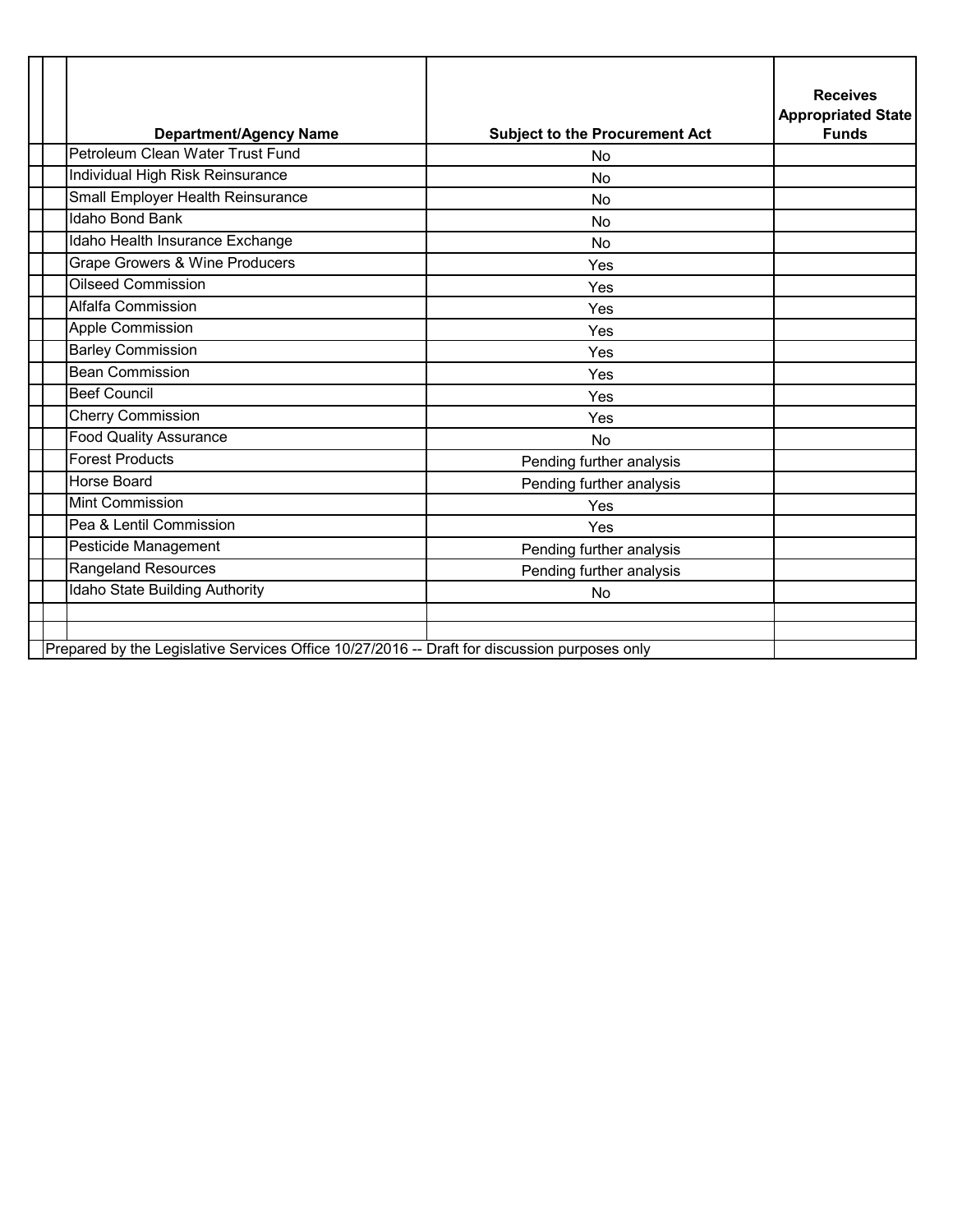| Department/Agency Name | Subject to the Procurement Act | Receives Appropriated State Funds |
|---|---|---|
| Petroleum Clean Water Trust Fund | No | |
| Individual High Risk Reinsurance | No | |
| Small Employer Health Reinsurance | No | |
| Idaho Bond Bank | No | |
| Idaho Health Insurance Exchange | No | |
| Grape Growers & Wine Producers | Yes | |
| Oilseed Commission | Yes | |
| Alfalfa Commission | Yes | |
| Apple Commission | Yes | |
| Barley Commission | Yes | |
| Bean Commission | Yes | |
| Beef Council | Yes | |
| Cherry Commission | Yes | |
| Food Quality Assurance | No | |
| Forest Products | Pending further analysis | |
| Horse Board | Pending further analysis | |
| Mint Commission | Yes | |
| Pea & Lentil Commission | Yes | |
| Pesticide Management | Pending further analysis | |
| Rangeland Resources | Pending further analysis | |
| Idaho State Building Authority | No | |

Prepared by the Legislative Services Office 10/27/2016 -- Draft for discussion purposes only